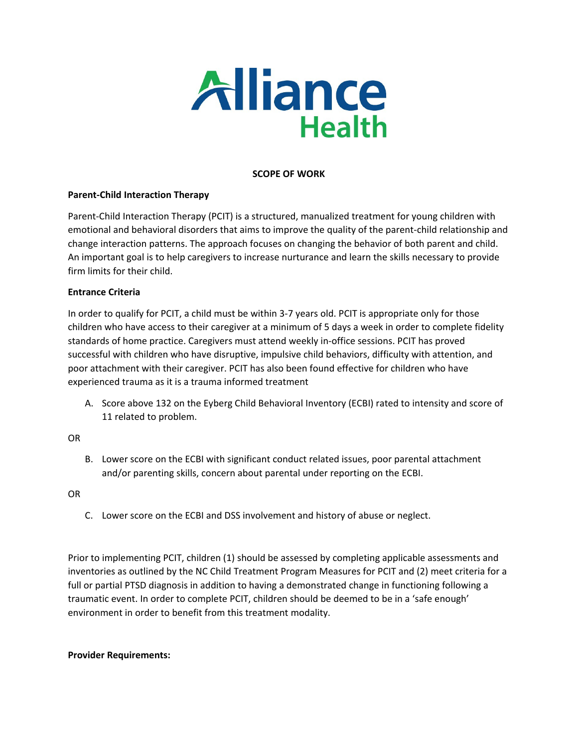Alliance Health

**SCOPE OF WORK**

**Parent-Child Interaction Therapy**

Parent-Child Interaction Therapy (PCIT) is a structured, manualized treatment for young children with emotional and behavioral disorders that aims to improve the quality of the parent-child relationship and change interaction patterns. The approach focuses on changing the behavior of both parent and child. An important goal is to help caregivers to increase nurturance and learn the skills necessary to provide firm limits for their child.

**Entrance Criteria**

In order to qualify for PCIT, a child must be within 3-7 years old. PCIT is appropriate only for those children who have access to their caregiver at a minimum of 5 days a week in order to complete fidelity standards of home practice. Caregivers must attend weekly in-office sessions. PCIT has proved successful with children who have disruptive, impulsive child behaviors, difficulty with attention, and poor attachment with their caregiver. PCIT has also been found effective for children who have experienced trauma as it is a trauma informed treatment

A. Score above 132 on the Eyberg Child Behavioral Inventory (ECBI) rated to intensity and score of 11 related to problem.

OR

B. Lower score on the ECBI with significant conduct related issues, poor parental attachment and/or parenting skills, concern about parental under reporting on the ECBI.

OR

C. Lower score on the ECBI and DSS involvement and history of abuse or neglect.

Prior to implementing PCIT, children (1) should be assessed by completing applicable assessments and inventories as outlined by the NC Child Treatment Program Measures for PCIT and (2) meet criteria for a full or partial PTSD diagnosis in addition to having a demonstrated change in functioning following a traumatic event. In order to complete PCIT, children should be deemed to be in a 'safe enough' environment in order to benefit from this treatment modality.

**Provider Requirements:**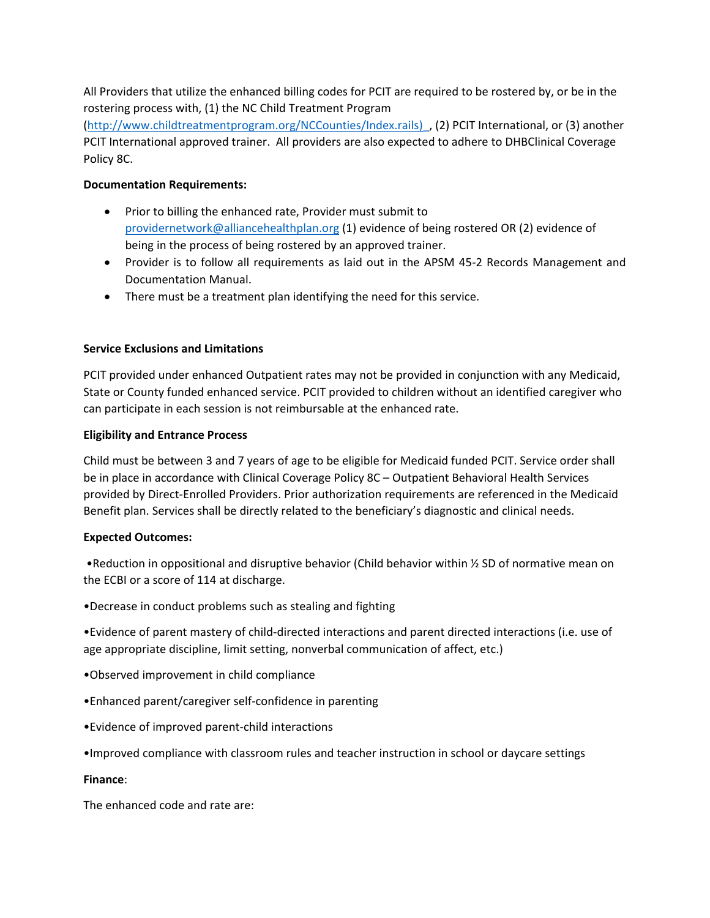All Providers that utilize the enhanced billing codes for PCIT are required to be rostered by, or be in the rostering process with, (1) the NC Child Treatment Program (http://www.childtreatmentprogram.org/NCCounties/Index.rails) , (2) PCIT International, or (3) another PCIT International approved trainer. All providers are also expected to adhere to DHBClinical Coverage Policy 8C.

**Documentation Requirements:**

- Prior to billing the enhanced rate, Provider must submit to providernetwork@alliancehealthplan.org (1) evidence of being rostered OR (2) evidence of being in the process of being rostered by an approved trainer.
- Provider is to follow all requirements as laid out in the APSM 45-2 Records Management and Documentation Manual.
- There must be a treatment plan identifying the need for this service.

**Service Exclusions and Limitations**

PCIT provided under enhanced Outpatient rates may not be provided in conjunction with any Medicaid, State or County funded enhanced service. PCIT provided to children without an identified caregiver who can participate in each session is not reimbursable at the enhanced rate.

**Eligibility and Entrance Process**

Child must be between 3 and 7 years of age to be eligible for Medicaid funded PCIT. Service order shall be in place in accordance with Clinical Coverage Policy 8C – Outpatient Behavioral Health Services provided by Direct-Enrolled Providers. Prior authorization requirements are referenced in the Medicaid Benefit plan. Services shall be directly related to the beneficiary's diagnostic and clinical needs.

**Expected Outcomes:**

•Reduction in oppositional and disruptive behavior (Child behavior within ½ SD of normative mean on the ECBI or a score of 114 at discharge.

•Decrease in conduct problems such as stealing and fighting

•Evidence of parent mastery of child-directed interactions and parent directed interactions (i.e. use of age appropriate discipline, limit setting, nonverbal communication of affect, etc.)

•Observed improvement in child compliance

•Enhanced parent/caregiver self-confidence in parenting

•Evidence of improved parent-child interactions

•Improved compliance with classroom rules and teacher instruction in school or daycare settings

**Finance**:

The enhanced code and rate are: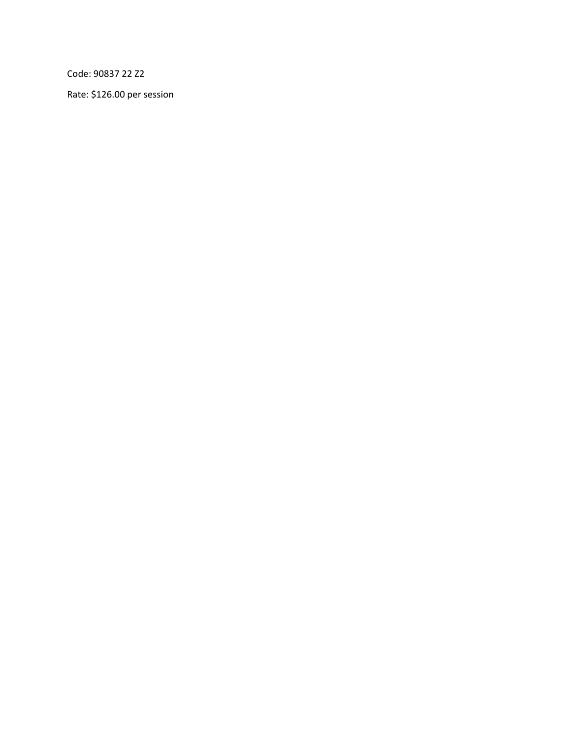Code: 90837 22 Z2

Rate: $126.00 per session